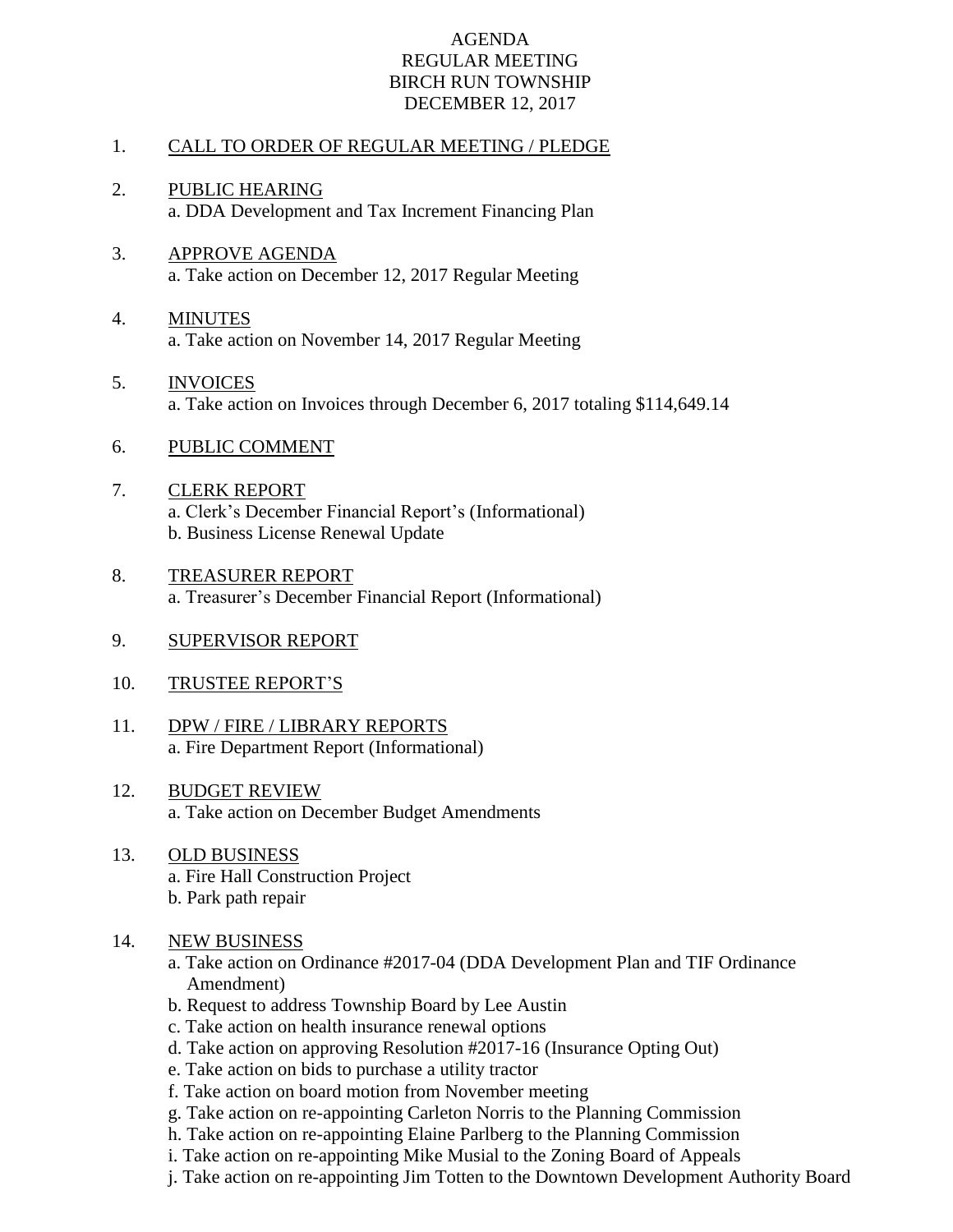# AGENDA
## REGULAR MEETING
## BIRCH RUN TOWNSHIP
## DECEMBER 12, 2017

1. CALL TO ORDER OF REGULAR MEETING / PLEDGE

2. PUBLIC HEARING
   a. DDA Development and Tax Increment Financing Plan

3. APPROVE AGENDA
   a. Take action on December 12, 2017 Regular Meeting

4. MINUTES
   a. Take action on November 14, 2017 Regular Meeting

5. INVOICES
   a. Take action on Invoices through December 6, 2017 totaling $114,649.14

6. PUBLIC COMMENT

7. CLERK REPORT
   a. Clerk's December Financial Report's (Informational)
   b. Business License Renewal Update

8. TREASURER REPORT
   a. Treasurer's December Financial Report (Informational)

9. SUPERVISOR REPORT

10. TRUSTEE REPORT'S

11. DPW / FIRE / LIBRARY REPORTS
    a. Fire Department Report (Informational)

12. BUDGET REVIEW
    a. Take action on December Budget Amendments

13. OLD BUSINESS
    a. Fire Hall Construction Project
    b. Park path repair

14. NEW BUSINESS
    a. Take action on Ordinance #2017-04 (DDA Development Plan and TIF Ordinance Amendment)
    b. Request to address Township Board by Lee Austin
    c. Take action on health insurance renewal options
    d. Take action on approving Resolution #2017-16 (Insurance Opting Out)
    e. Take action on bids to purchase a utility tractor
    f. Take action on board motion from November meeting
    g. Take action on re-appointing Carleton Norris to the Planning Commission
    h. Take action on re-appointing Elaine Parlberg to the Planning Commission
    i. Take action on re-appointing Mike Musial to the Zoning Board of Appeals
    j. Take action on re-appointing Jim Totten to the Downtown Development Authority Board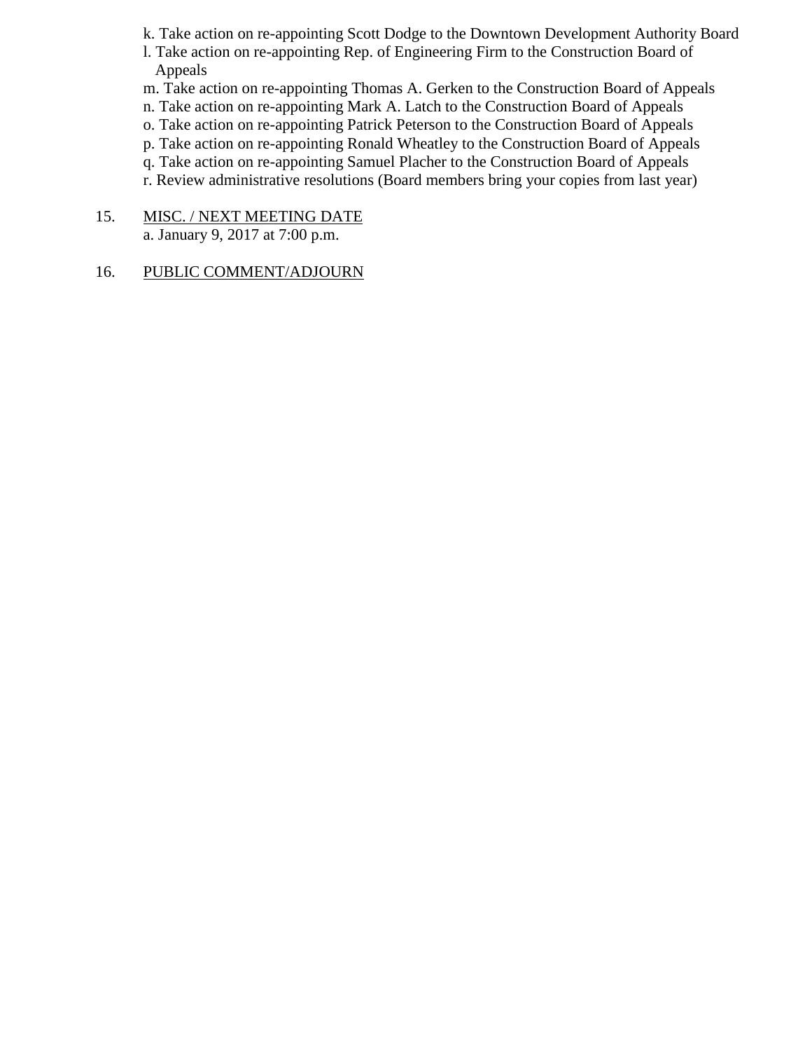k. Take action on re-appointing Scott Dodge to the Downtown Development Authority Board
l. Take action on re-appointing Rep. of Engineering Firm to the Construction Board of Appeals
m. Take action on re-appointing Thomas A. Gerken to the Construction Board of Appeals
n. Take action on re-appointing Mark A. Latch to the Construction Board of Appeals
o. Take action on re-appointing Patrick Peterson to the Construction Board of Appeals
p. Take action on re-appointing Ronald Wheatley to the Construction Board of Appeals
q. Take action on re-appointing Samuel Placher to the Construction Board of Appeals
r. Review administrative resolutions (Board members bring your copies from last year)

15. <u>MISC. / NEXT MEETING DATE</u>
    a. January 9, 2017 at 7:00 p.m.

16. <u>PUBLIC COMMENT/ADJOURN</u>